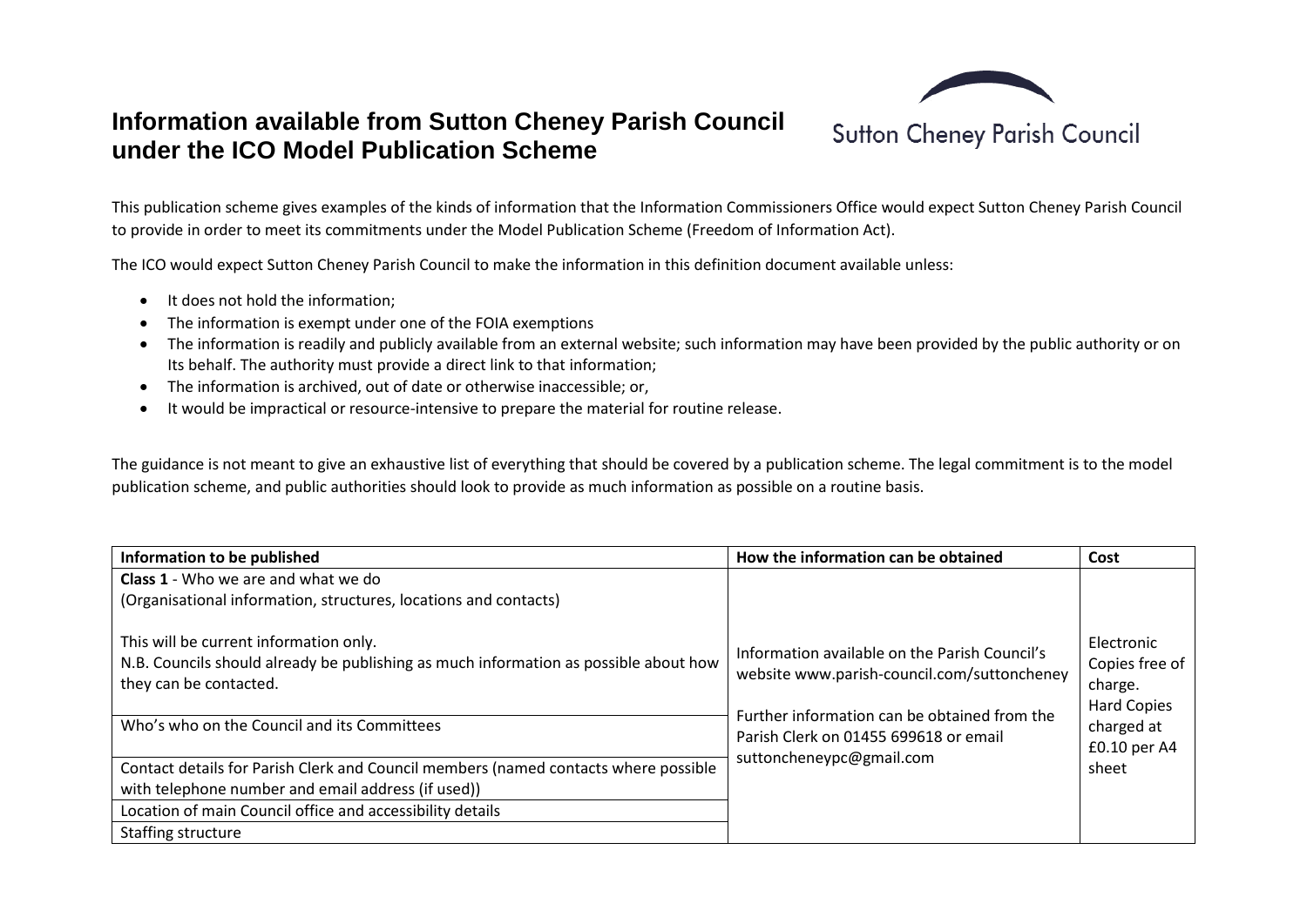# Information available from Sutton Cheney Parish Council under the ICO Model Publication Scheme

Sutton Cheney Parish Council

This publication scheme gives examples of the kinds of information that the Information Commissioners Office would expect Sutton Cheney Parish Council to provide in order to meet its commitments under the Model Publication Scheme (Freedom of Information Act).

The ICO would expect Sutton Cheney Parish Council to make the information in this definition document available unless:

- It does not hold the information;
- The information is exempt under one of the FOIA exemptions
- The information is readily and publicly available from an external website; such information may have been provided by the public authority or on Its behalf. The authority must provide a direct link to that information;
- The information is archived, out of date or otherwise inaccessible; or,
- It would be impractical or resource-intensive to prepare the material for routine release.

The guidance is not meant to give an exhaustive list of everything that should be covered by a publication scheme. The legal commitment is to the model publication scheme, and public authorities should look to provide as much information as possible on a routine basis.

| Information to be published | How the information can be obtained | Cost |
|---|---|---|
| **Class 1** - Who we are and what we do<br>(Organisational information, structures, locations and contacts)<br><br>This will be current information only.<br>N.B. Councils should already be publishing as much information as possible about how they can be contacted. | Information available on the Parish Council's website www.parish-council.com/suttoncheney<br><br>Further information can be obtained from the Parish Clerk on 01455 699618 or email suttoncheneypc@gmail.com | Electronic Copies free of charge.<br>Hard Copies charged at £0.10 per A4 sheet |
| Who's who on the Council and its Committees | | |
| Contact details for Parish Clerk and Council members (named contacts where possible with telephone number and email address (if used)) | | |
| Location of main Council office and accessibility details | | |
| Staffing structure | | |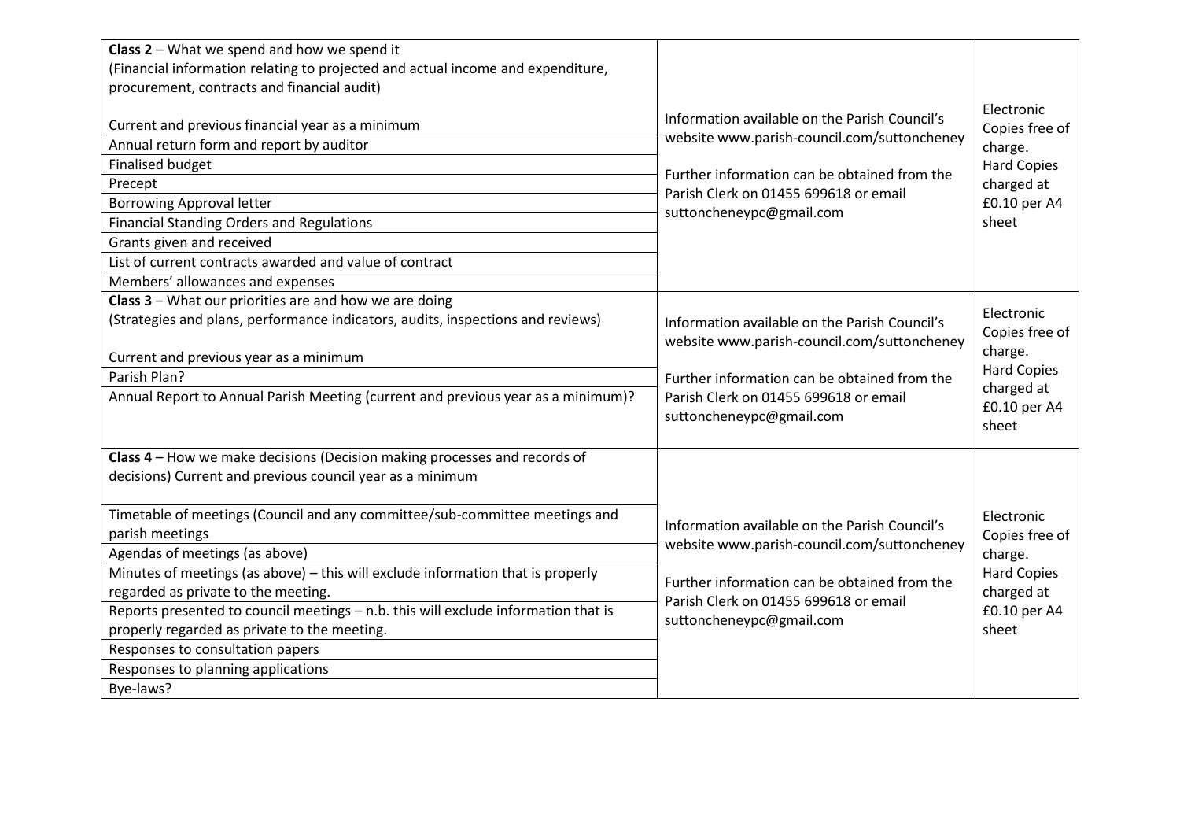| | | |
|---|---|---|
| **Class 2** – What we spend and how we spend it<br>(Financial information relating to projected and actual income and expenditure, procurement, contracts and financial audit)<br><br>Current and previous financial year as a minimum | Information available on the Parish Council's website www.parish-council.com/suttoncheney<br><br>Further information can be obtained from the Parish Clerk on 01455 699618 or email suttoncheneypc@gmail.com | Electronic Copies free of charge.<br>Hard Copies charged at £0.10 per A4 sheet |
| Annual return form and report by auditor | | |
| Finalised budget | | |
| Precept | | |
| Borrowing Approval letter | | |
| Financial Standing Orders and Regulations | | |
| Grants given and received | | |
| List of current contracts awarded and value of contract | | |
| Members' allowances and expenses | | |
| **Class 3** – What our priorities are and how we are doing<br>(Strategies and plans, performance indicators, audits, inspections and reviews)<br><br>Current and previous year as a minimum | Information available on the Parish Council's website www.parish-council.com/suttoncheney<br><br>Further information can be obtained from the Parish Clerk on 01455 699618 or email suttoncheneypc@gmail.com | Electronic Copies free of charge.<br>Hard Copies charged at £0.10 per A4 sheet |
| Parish Plan? | | |
| Annual Report to Annual Parish Meeting (current and previous year as a minimum)? | | |
| **Class 4** – How we make decisions (Decision making processes and records of decisions) Current and previous council year as a minimum | Information available on the Parish Council's website www.parish-council.com/suttoncheney<br><br>Further information can be obtained from the Parish Clerk on 01455 699618 or email suttoncheneypc@gmail.com | Electronic Copies free of charge.<br>Hard Copies charged at £0.10 per A4 sheet |
| Timetable of meetings (Council and any committee/sub-committee meetings and parish meetings | | |
| Agendas of meetings (as above) | | |
| Minutes of meetings (as above) – this will exclude information that is properly regarded as private to the meeting. | | |
| Reports presented to council meetings – n.b. this will exclude information that is properly regarded as private to the meeting. | | |
| Responses to consultation papers | | |
| Responses to planning applications | | |
| Bye-laws? | | |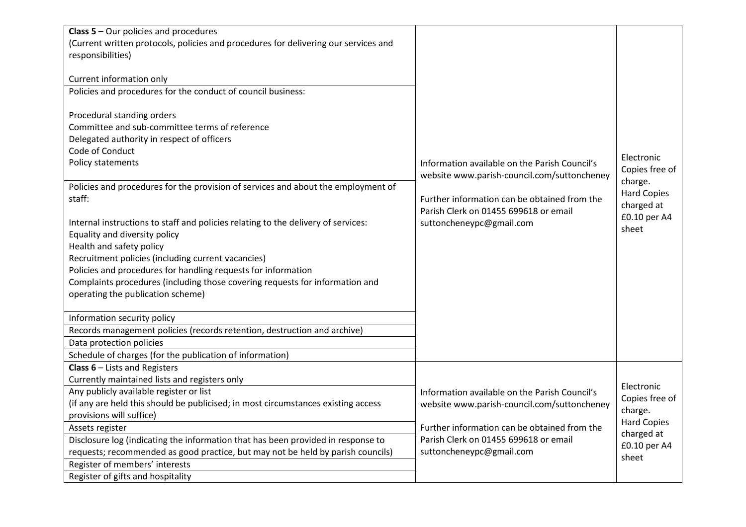| | | |
|---|---|---|
| **Class 5** – Our policies and procedures<br>(Current written protocols, policies and procedures for delivering our services and responsibilities)<br><br>Current information only | Information available on the Parish Council's website www.parish-council.com/suttoncheney<br><br>Further information can be obtained from the Parish Clerk on 01455 699618 or email suttoncheneypc@gmail.com | Electronic Copies free of charge.<br>Hard Copies charged at £0.10 per A4 sheet |
| Policies and procedures for the conduct of council business:<br><br>Procedural standing orders<br>Committee and sub-committee terms of reference<br>Delegated authority in respect of officers<br>Code of Conduct<br>Policy statements | | |
| Policies and procedures for the provision of services and about the employment of staff:<br><br>Internal instructions to staff and policies relating to the delivery of services:<br>Equality and diversity policy<br>Health and safety policy<br>Recruitment policies (including current vacancies)<br>Policies and procedures for handling requests for information<br>Complaints procedures (including those covering requests for information and operating the publication scheme) | | |
| Information security policy | | |
| Records management policies (records retention, destruction and archive) | | |
| Data protection policies | | |
| Schedule of charges (for the publication of information) | | |
| **Class 6** – Lists and Registers<br>Currently maintained lists and registers only | Information available on the Parish Council's website www.parish-council.com/suttoncheney<br><br>Further information can be obtained from the Parish Clerk on 01455 699618 or email suttoncheneypc@gmail.com | Electronic Copies free of charge.<br>Hard Copies charged at £0.10 per A4 sheet |
| Any publicly available register or list<br>(if any are held this should be publicised; in most circumstances existing access provisions will suffice) | | |
| Assets register | | |
| Disclosure log (indicating the information that has been provided in response to requests; recommended as good practice, but may not be held by parish councils) | | |
| Register of members' interests | | |
| Register of gifts and hospitality | | |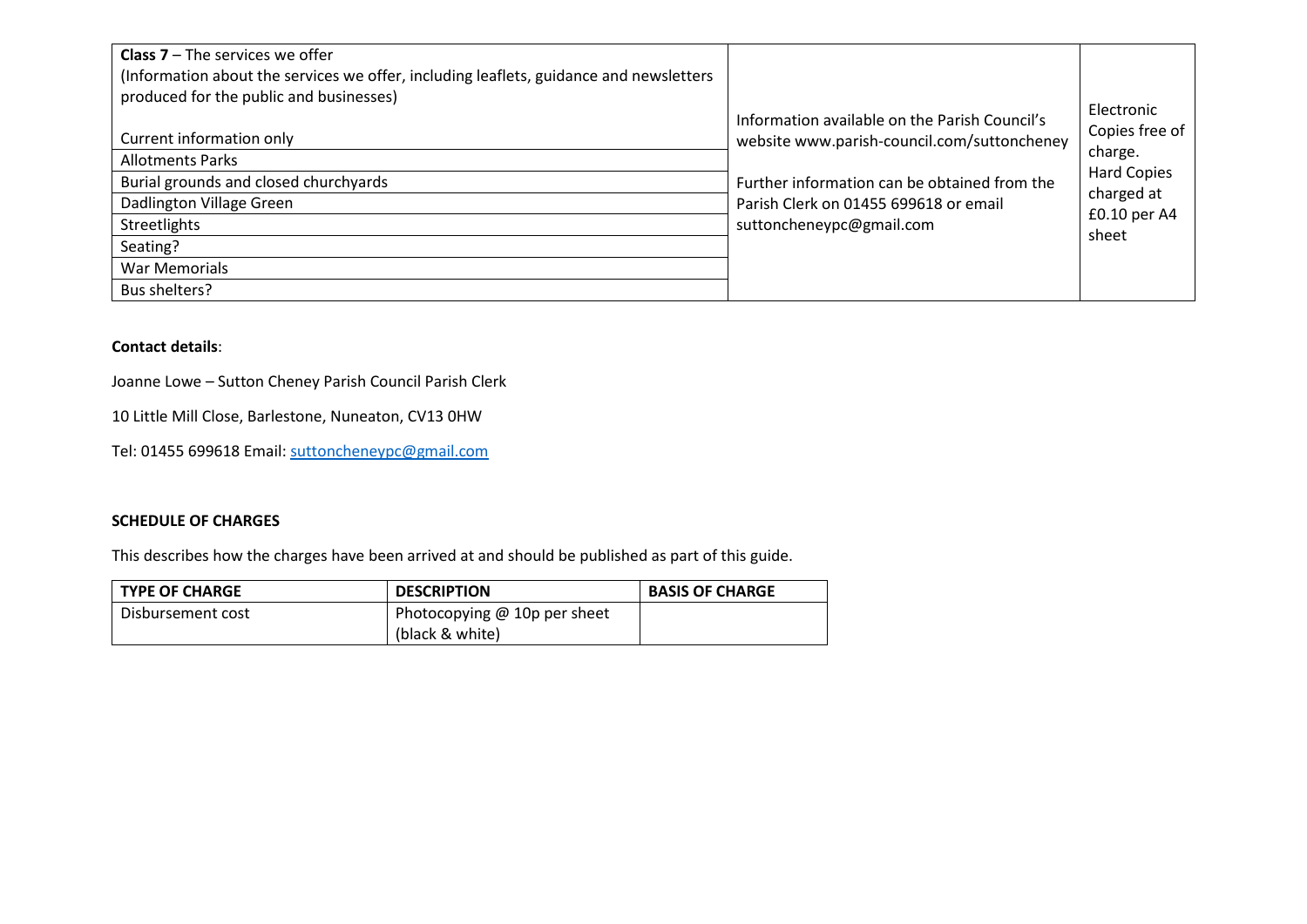| | | |
|---|---|---|
| **Class 7** – The services we offer<br>(Information about the services we offer, including leaflets, guidance and newsletters produced for the public and businesses)<br><br>Current information only | Information available on the Parish Council's website www.parish-council.com/suttoncheney<br><br>Further information can be obtained from the Parish Clerk on 01455 699618 or email suttoncheneypc@gmail.com | Electronic Copies free of charge.<br>Hard Copies charged at £0.10 per A4 sheet |
| Allotments Parks | | |
| Burial grounds and closed churchyards | | |
| Dadlington Village Green | | |
| Streetlights | | |
| Seating? | | |
| War Memorials | | |
| Bus shelters? | | |

**Contact details**:

Joanne Lowe – Sutton Cheney Parish Council Parish Clerk

10 Little Mill Close, Barlestone, Nuneaton, CV13 0HW

Tel: 01455 699618 Email: suttoncheneypc@gmail.com

**SCHEDULE OF CHARGES**

This describes how the charges have been arrived at and should be published as part of this guide.

| TYPE OF CHARGE | DESCRIPTION | BASIS OF CHARGE |
|---|---|---|
| Disbursement cost | Photocopying @ 10p per sheet (black & white) | |